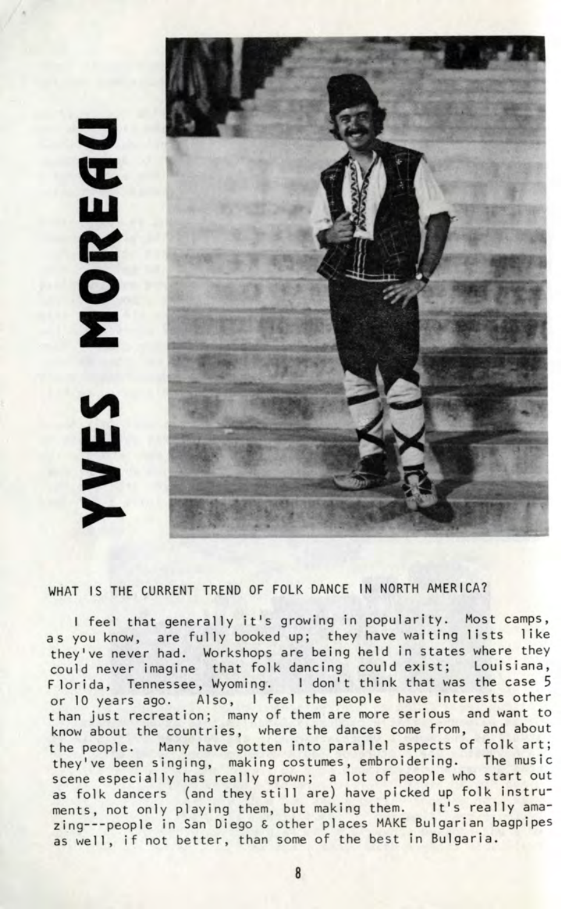# YVES MOREAU

WHAT IS THE CURRENT TREND OF FOLK DANCE IN NORTH AMERICA?

I feel that generally it's growing in popularity. Most camps, as you know, are fully booked up; they have waiting lists like they've never had. Workshops are being held in states where they could never imagine that folk dancing could exist; Louisiana, Florida, Tennessee, Wyoming. I don't think that was the case 5 or 10 years ago. Also, I feel the people have interests other than just recreation; many of them are more serious and want to know about the countries, where the dances come from, and about the people. Many have gotten into parallel aspects of folk art; they've been singing, making costumes, embroidering. The music scene especially has really grown; a lot of people who start out as folk dancers (and they still are) have picked up folk instruments, not only playing them, but making them. It's really amazing---people in San Diego & other places MAKE Bulgarian bagpipes as well, if not better, than some of the best in Bulgaria.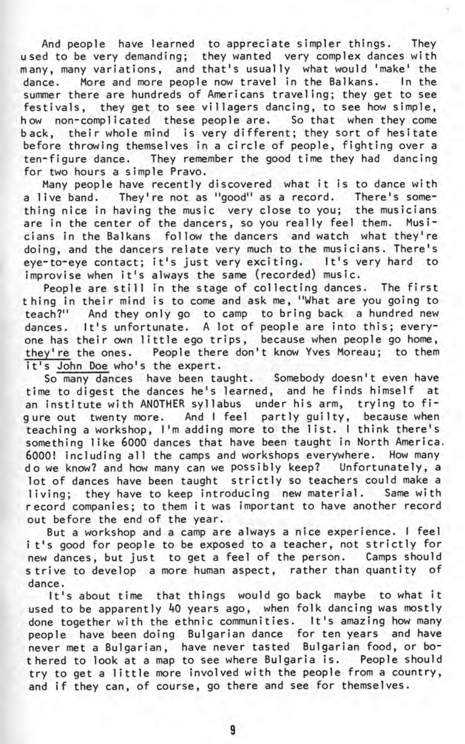And people have learned to appreciate simpler things. They used to be very demanding; they wanted very complex dances with many, many variations, and that's usually what would 'make' the dance. More and more people now travel in the Balkans. In the summer there are hundreds of Americans traveling; they get to see festivals, they get to see villagers dancing, to see how simple, how non-complicated these people are. So that when they come back, their whole mind is very different; they sort of hesitate before throwing themselves in a circle of people, fighting over a ten-figure dance. They remember the good time they had dancing for two hours a simple Pravo.

Many people have recently discovered what it is to dance with a live band. They're not as "good" as a record. There's something nice in having the music very close to you; the musicians are in the center of the dancers, so you really feel them. Musicians in the Balkans follow the dancers and watch what they're doing, and the dancers relate very much to the musicians. There's eye-to-eye contact; it's just very exciting. It's very hard to improvise when it's always the same (recorded) music.

People are still in the stage of collecting dances. The first thing in their mind is to come and ask me, "What are you going to teach?" And they only go to camp to bring back a hundred new dances. It's unfortunate. A lot of people are into this; everyone has their own little ego trips, because when people go home, they're the ones. People there don't know Yves Moreau; to them it's John Doe who's the expert.

So many dances have been taught. Somebody doesn't even have time to digest the dances he's learned, and he finds himself at an institute with ANOTHER syllabus under his arm, trying to figure out twenty more. And I feel partly guilty, because when teaching a workshop, I'm adding more to the list. I think there's something like 6000 dances that have been taught in North America. 6000! including all the camps and workshops everywhere. How many do we know? and how many can we possibly keep? Unfortunately, a lot of dances have been taught strictly so teachers could make a living; they have to keep introducing new material. Same with record companies; to them it was important to have another record out before the end of the year.

But a workshop and a camp are always a nice experience. I feel it's good for people to be exposed to a teacher, not strictly for new dances, but just to get a feel of the person. Camps should strive to develop a more human aspect, rather than quantity of dance.

It's about time that things would go back maybe to what it used to be apparently 40 years ago, when folk dancing was mostly done together with the ethnic communities. It's amazing how many people have been doing Bulgarian dance for ten years and have never met a Bulgarian, have never tasted Bulgarian food, or bothered to look at a map to see where Bulgaria is. People should try to get a little more involved with the people from a country, and if they can, of course, go there and see for themselves.